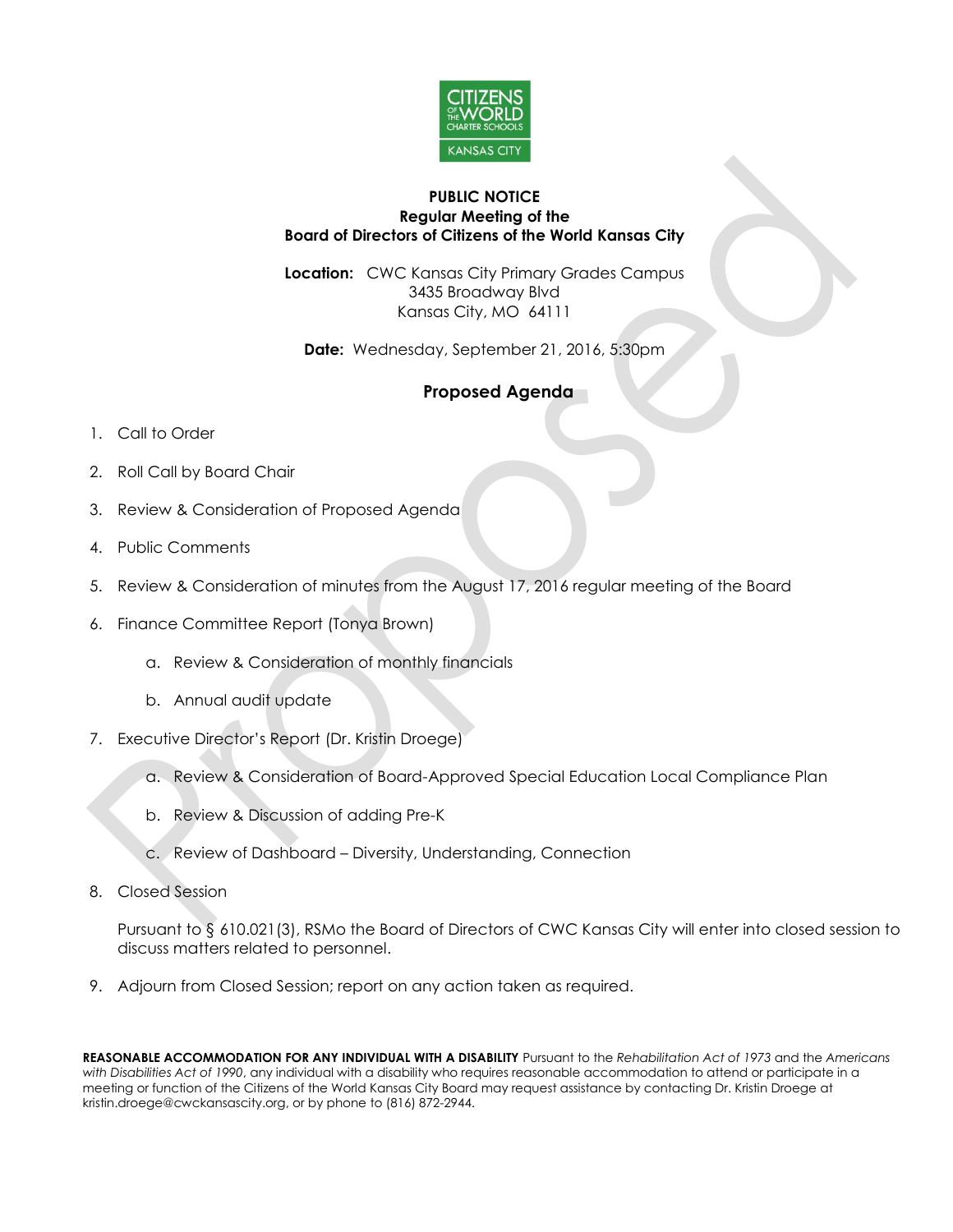**PUBLIC NOTICE**
**Regular Meeting of the**
**Board of Directors of Citizens of the World Kansas City**

**Location:** CWC Kansas City Primary Grades Campus
3435 Broadway Blvd
Kansas City, MO 64111

**Date:** Wednesday, September 21, 2016, 5:30pm

## Proposed Agenda

1. Call to Order
2. Roll Call by Board Chair
3. Review & Consideration of Proposed Agenda
4. Public Comments
5. Review & Consideration of minutes from the August 17, 2016 regular meeting of the Board
6. Finance Committee Report (Tonya Brown)
   a. Review & Consideration of monthly financials
   b. Annual audit update
7. Executive Director's Report (Dr. Kristin Droege)
   a. Review & Consideration of Board-Approved Special Education Local Compliance Plan
   b. Review & Discussion of adding Pre-K
   c. Review of Dashboard – Diversity, Understanding, Connection
8. Closed Session

   Pursuant to § 610.021(3), RSMo the Board of Directors of CWC Kansas City will enter into closed session to discuss matters related to personnel.

9. Adjourn from Closed Session; report on any action taken as required.

**REASONABLE ACCOMMODATION FOR ANY INDIVIDUAL WITH A DISABILITY** Pursuant to the *Rehabilitation Act of 1973* and the *Americans with Disabilities Act of 1990*, any individual with a disability who requires reasonable accommodation to attend or participate in a meeting or function of the Citizens of the World Kansas City Board may request assistance by contacting Dr. Kristin Droege at kristin.droege@cwckansascity.org, or by phone to (816) 872-2944.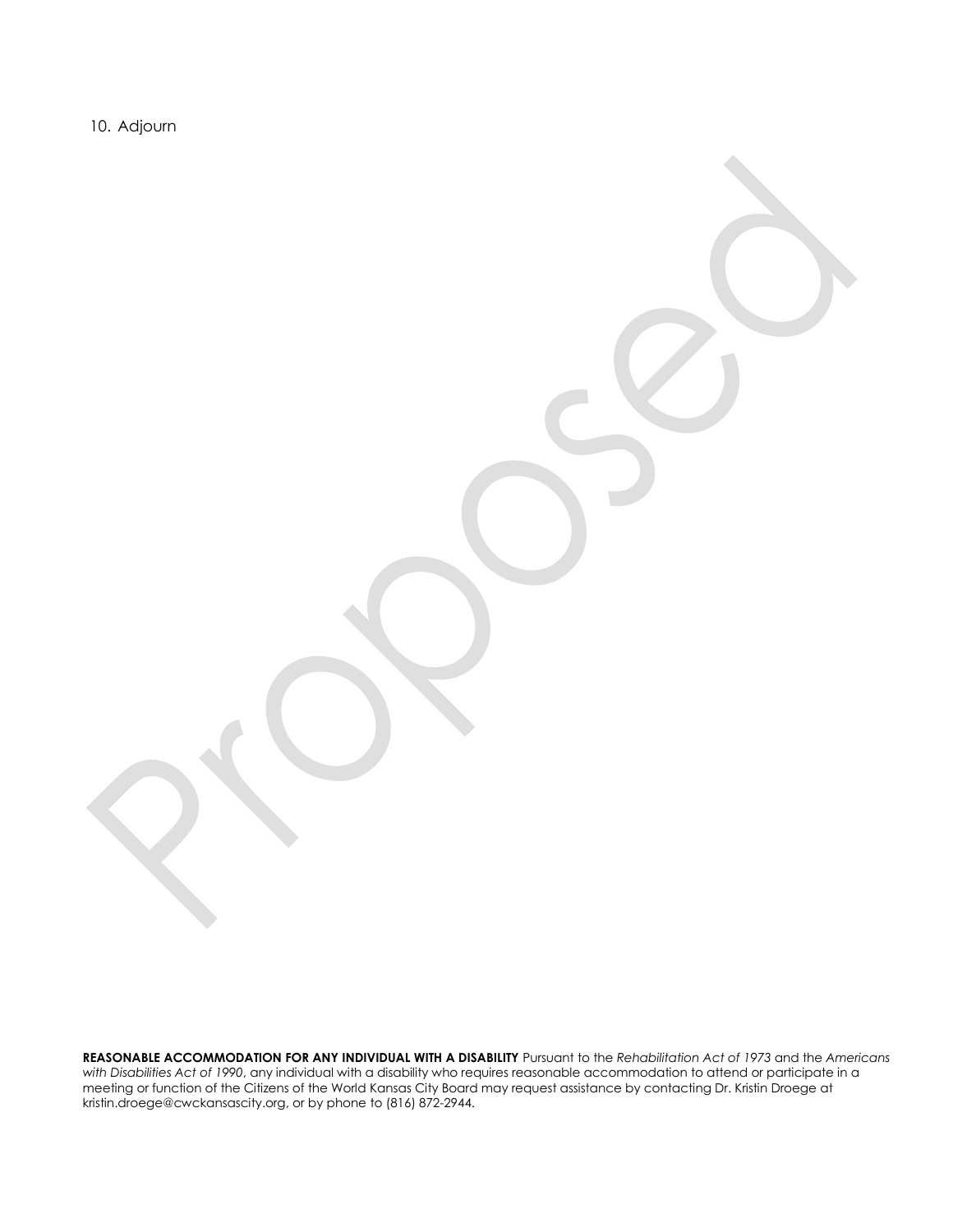10. Adjourn

**REASONABLE ACCOMMODATION FOR ANY INDIVIDUAL WITH A DISABILITY** Pursuant to the *Rehabilitation Act of 1973* and the *Americans with Disabilities Act of 1990*, any individual with a disability who requires reasonable accommodation to attend or participate in a meeting or function of the Citizens of the World Kansas City Board may request assistance by contacting Dr. Kristin Droege at kristin.droege@cwckansascity.org, or by phone to (816) 872-2944.